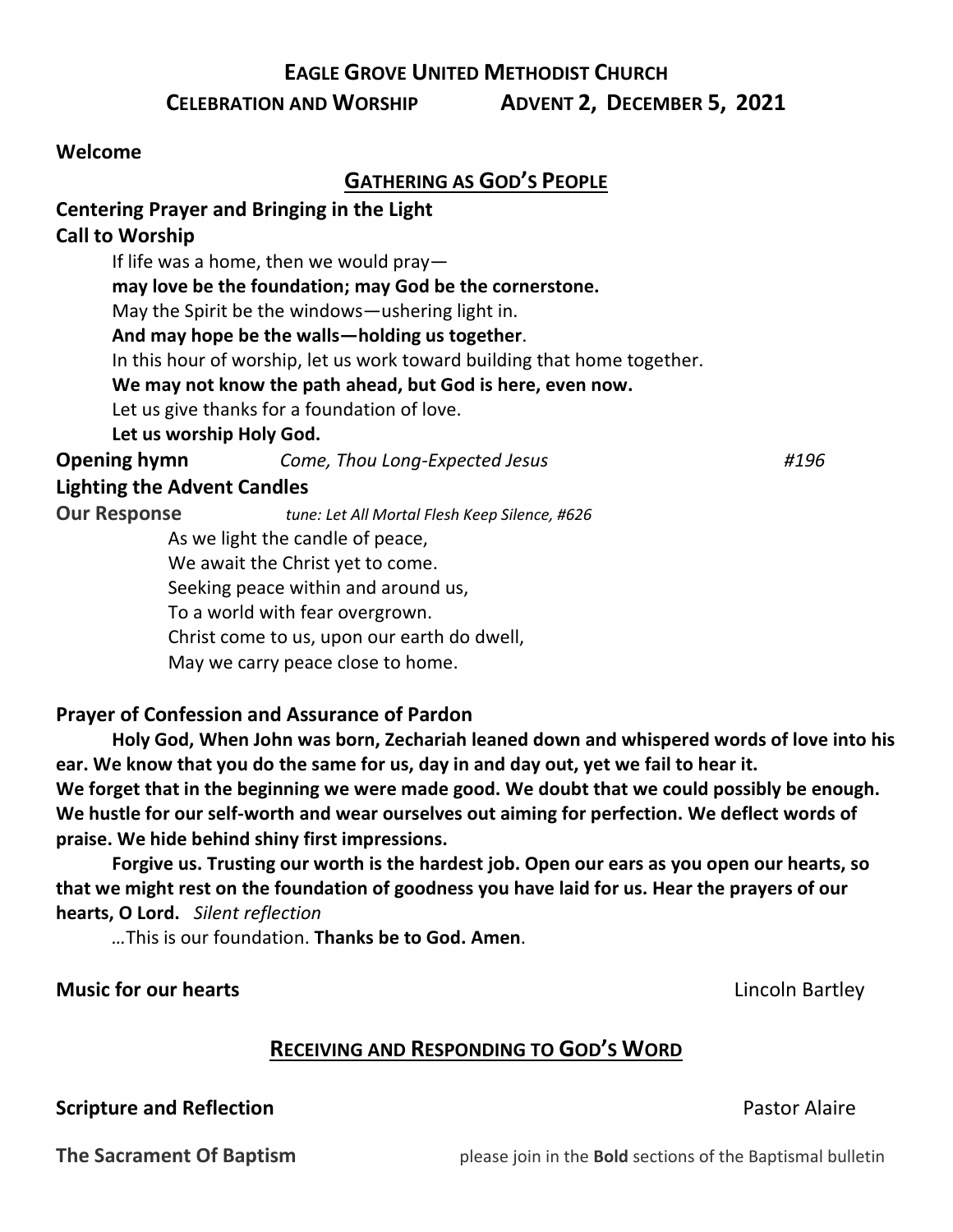# EAGLE GROVE UNITED METHODIST CHURCH

## CELEBRATION AND WORSHIP ADVENT 2, DECEMBER 5, 2021

**Welcome**

## GATHERING AS GOD'S PEOPLE

**Centering Prayer and Bringing in the Light**

**Call to Worship**

If life was a home, then we would pray—
**may love be the foundation; may God be the cornerstone.**
May the Spirit be the windows—ushering light in.
**And may hope be the walls—holding us together**.
In this hour of worship, let us work toward building that home together.
**We may not know the path ahead, but God is here, even now.**
Let us give thanks for a foundation of love.
**Let us worship Holy God.**

**Opening hymn** *Come, Thou Long-Expected Jesus* *#196*

**Lighting the Advent Candles**

**Our Response** *tune: Let All Mortal Flesh Keep Silence, #626*

As we light the candle of peace,
We await the Christ yet to come.
Seeking peace within and around us,
To a world with fear overgrown.
Christ come to us, upon our earth do dwell,
May we carry peace close to home.

**Prayer of Confession and Assurance of Pardon**

**Holy God, When John was born, Zechariah leaned down and whispered words of love into his ear. We know that you do the same for us, day in and day out, yet we fail to hear it. We forget that in the beginning we were made good. We doubt that we could possibly be enough. We hustle for our self-worth and wear ourselves out aiming for perfection. We deflect words of praise. We hide behind shiny first impressions.**

**Forgive us. Trusting our worth is the hardest job. Open our ears as you open our hearts, so that we might rest on the foundation of goodness you have laid for us. Hear the prayers of our hearts, O Lord.** *Silent reflection*

…This is our foundation. **Thanks be to God. Amen**.

**Music for our hearts** Lincoln Bartley

## RECEIVING AND RESPONDING TO GOD'S WORD

**Scripture and Reflection** Pastor Alaire

**The Sacrament Of Baptism** please join in the **Bold** sections of the Baptismal bulletin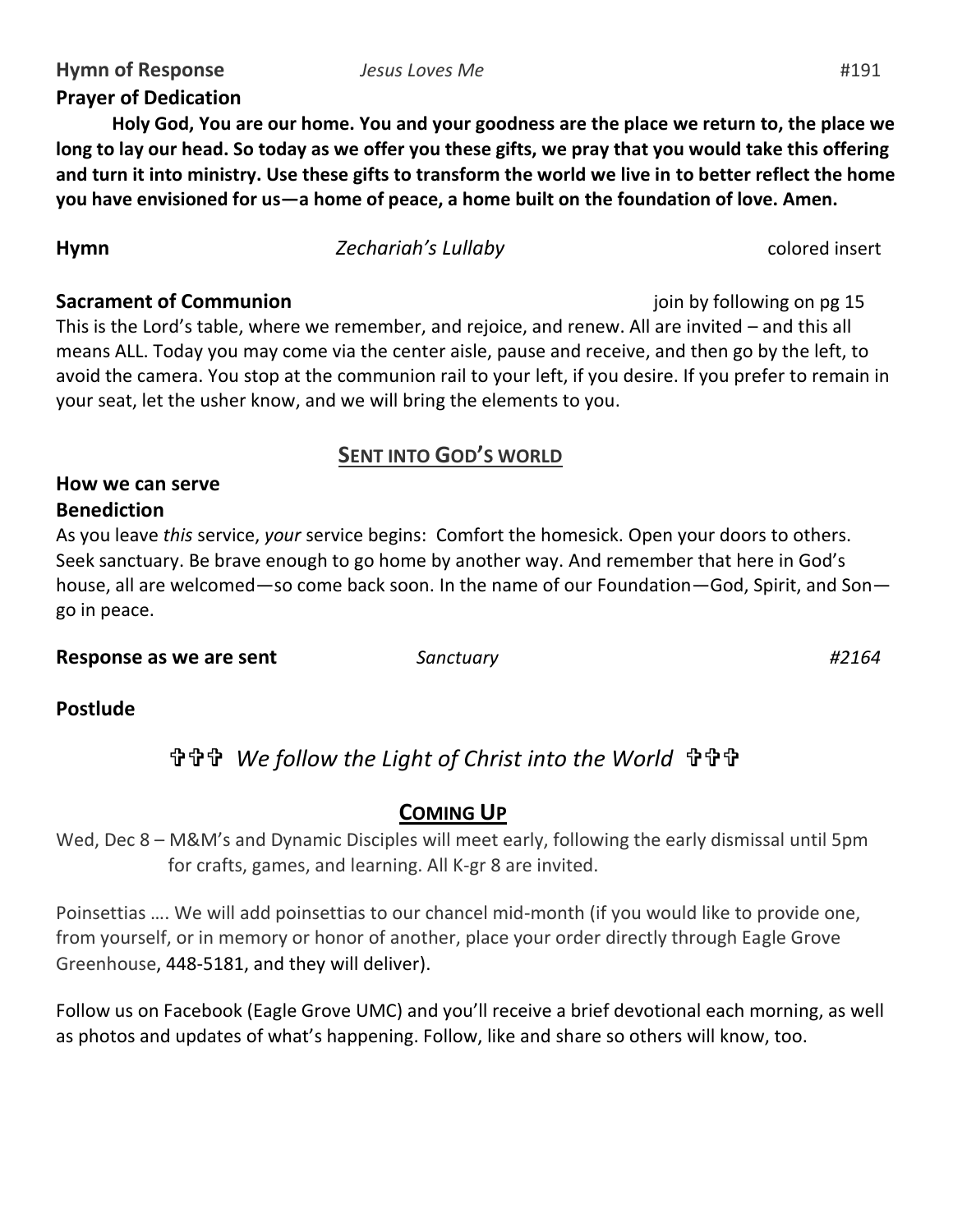**Hymn of Response** *Jesus Loves Me* #191

**Prayer of Dedication**

**Holy God, You are our home. You and your goodness are the place we return to, the place we long to lay our head. So today as we offer you these gifts, we pray that you would take this offering and turn it into ministry. Use these gifts to transform the world we live in to better reflect the home you have envisioned for us—a home of peace, a home built on the foundation of love. Amen.**

**Hymn** *Zechariah's Lullaby* colored insert

**Sacrament of Communion** join by following on pg 15

This is the Lord's table, where we remember, and rejoice, and renew. All are invited – and this all means ALL. Today you may come via the center aisle, pause and receive, and then go by the left, to avoid the camera. You stop at the communion rail to your left, if you desire. If you prefer to remain in your seat, let the usher know, and we will bring the elements to you.

## SENT INTO GOD'S WORLD

**How we can serve**

**Benediction**

As you leave *this* service, *your* service begins: Comfort the homesick. Open your doors to others. Seek sanctuary. Be brave enough to go home by another way. And remember that here in God's house, all are welcomed—so come back soon. In the name of our Foundation—God, Spirit, and Son—go in peace.

**Response as we are sent** *Sanctuary* *#2164*

**Postlude**

✞✞✞ *We follow the Light of Christ into the World* ✞✞✞

## COMING UP

Wed, Dec 8 – M&M's and Dynamic Disciples will meet early, following the early dismissal until 5pm for crafts, games, and learning. All K-gr 8 are invited.

Poinsettias …. We will add poinsettias to our chancel mid-month (if you would like to provide one, from yourself, or in memory or honor of another, place your order directly through Eagle Grove Greenhouse, 448-5181, and they will deliver).

Follow us on Facebook (Eagle Grove UMC) and you'll receive a brief devotional each morning, as well as photos and updates of what's happening. Follow, like and share so others will know, too.